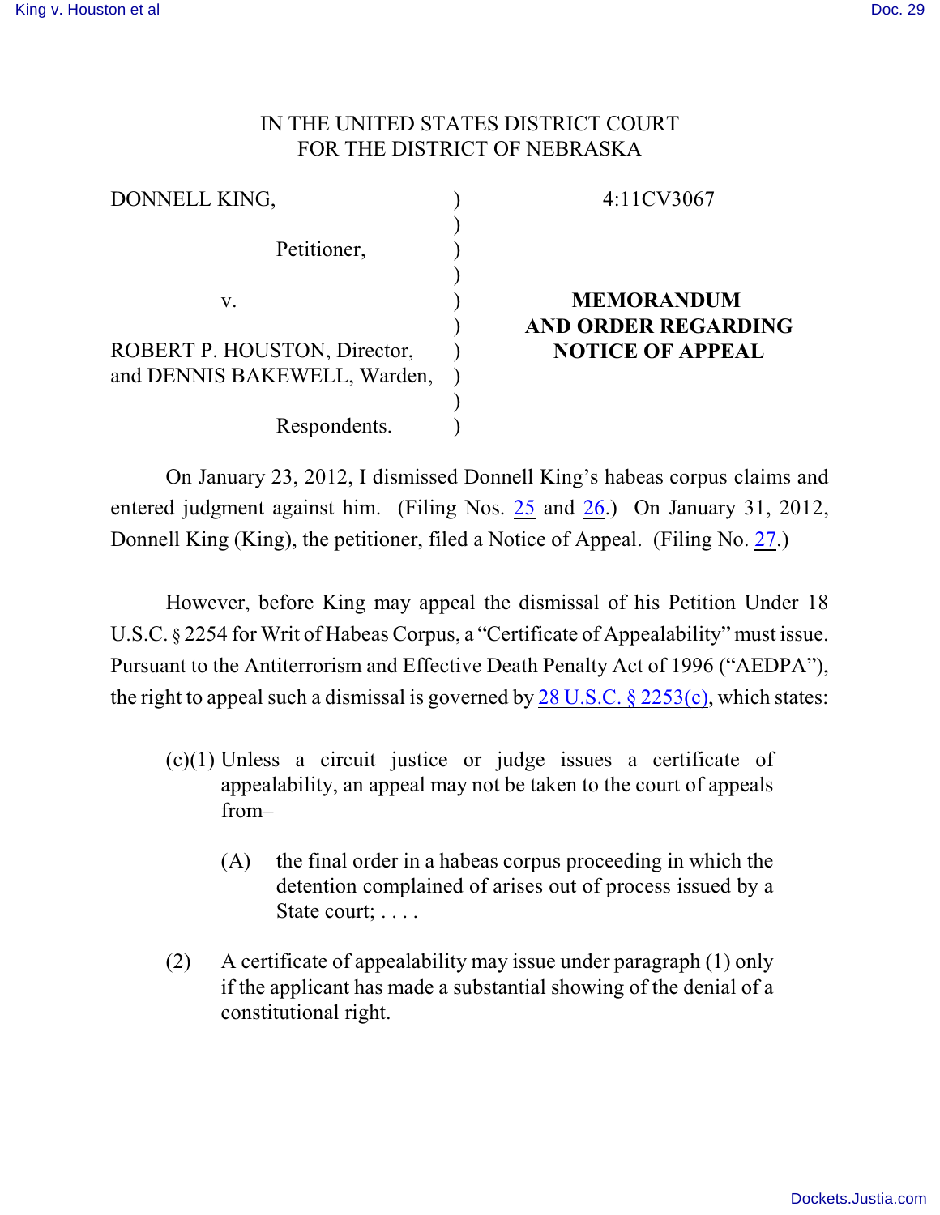IN THE UNITED STATES DISTRICT COURT
FOR THE DISTRICT OF NEBRASKA

| | | |
|---|---|---|
| DONNELL KING, | ) | 4:11CV3067 |
| | ) | |
| Petitioner, | ) | |
| | ) | |
| v. | ) | **MEMORANDUM** |
| | ) | **AND ORDER REGARDING** |
| ROBERT P. HOUSTON, Director, | ) | **NOTICE OF APPEAL** |
| and DENNIS BAKEWELL, Warden, | ) | |
| | ) | |
| Respondents. | ) | |

On January 23, 2012, I dismissed Donnell King's habeas corpus claims and entered judgment against him. (Filing Nos. 25 and 26.) On January 31, 2012, Donnell King (King), the petitioner, filed a Notice of Appeal. (Filing No. 27.)

However, before King may appeal the dismissal of his Petition Under 18 U.S.C. § 2254 for Writ of Habeas Corpus, a "Certificate of Appealability" must issue. Pursuant to the Antiterrorism and Effective Death Penalty Act of 1996 ("AEDPA"), the right to appeal such a dismissal is governed by 28 U.S.C. § 2253(c), which states:

> (c)(1) Unless a circuit justice or judge issues a certificate of appealability, an appeal may not be taken to the court of appeals from–
>
> (A) the final order in a habeas corpus proceeding in which the detention complained of arises out of process issued by a State court; . . . .
>
> (2) A certificate of appealability may issue under paragraph (1) only if the applicant has made a substantial showing of the denial of a constitutional right.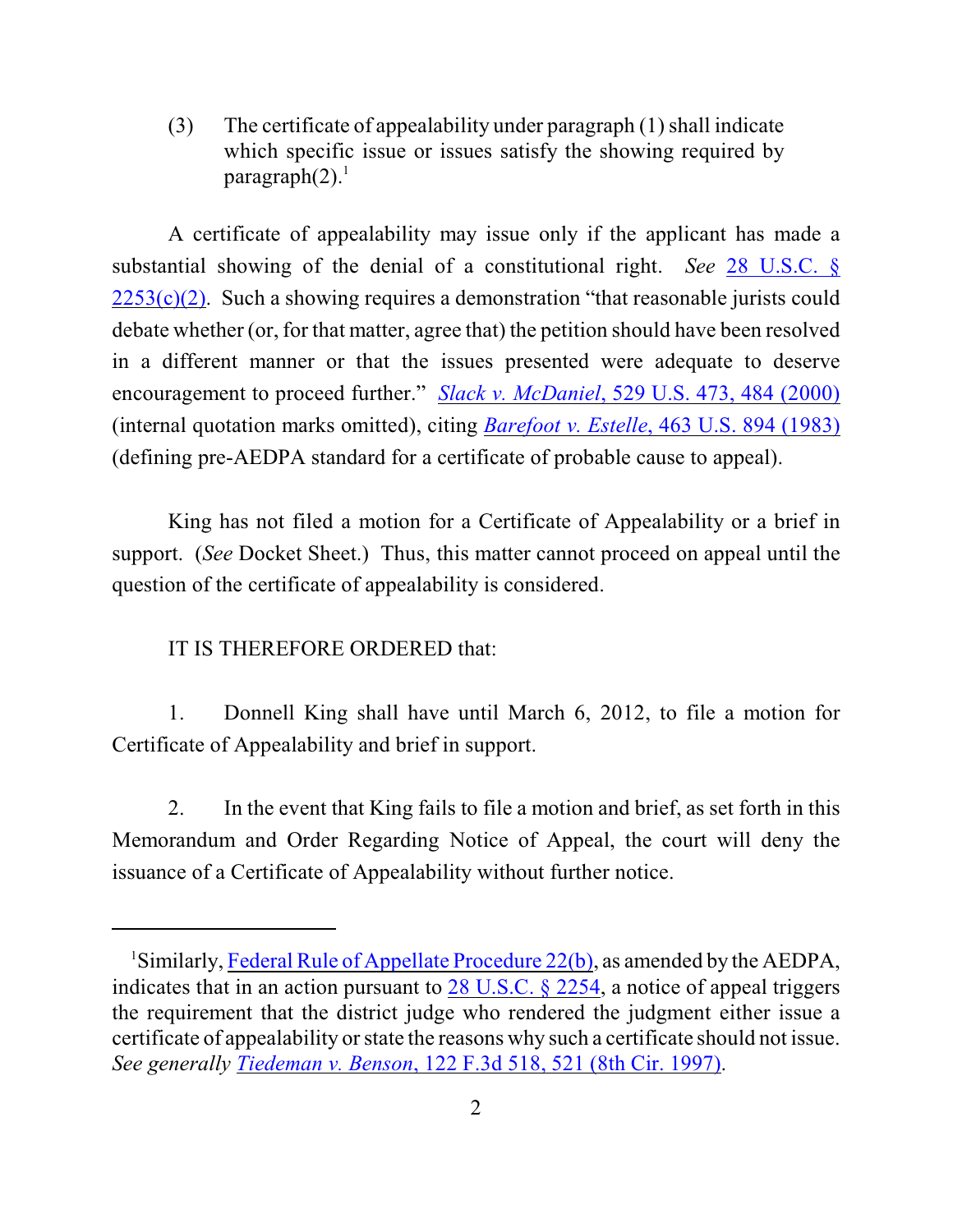> (3) The certificate of appealability under paragraph (1) shall indicate which specific issue or issues satisfy the showing required by paragraph(2).[1]

A certificate of appealability may issue only if the applicant has made a substantial showing of the denial of a constitutional right. *See* 28 U.S.C. § 2253(c)(2). Such a showing requires a demonstration "that reasonable jurists could debate whether (or, for that matter, agree that) the petition should have been resolved in a different manner or that the issues presented were adequate to deserve encouragement to proceed further." *Slack v. McDaniel*, 529 U.S. 473, 484 (2000) (internal quotation marks omitted), citing *Barefoot v. Estelle*, 463 U.S. 894 (1983) (defining pre-AEDPA standard for a certificate of probable cause to appeal).

King has not filed a motion for a Certificate of Appealability or a brief in support. (*See* Docket Sheet.) Thus, this matter cannot proceed on appeal until the question of the certificate of appealability is considered.

IT IS THEREFORE ORDERED that:

1. Donnell King shall have until March 6, 2012, to file a motion for Certificate of Appealability and brief in support.

2. In the event that King fails to file a motion and brief, as set forth in this Memorandum and Order Regarding Notice of Appeal, the court will deny the issuance of a Certificate of Appealability without further notice.

---

[1] Similarly, Federal Rule of Appellate Procedure 22(b), as amended by the AEDPA, indicates that in an action pursuant to 28 U.S.C. § 2254, a notice of appeal triggers the requirement that the district judge who rendered the judgment either issue a certificate of appealability or state the reasons why such a certificate should not issue. *See generally* *Tiedeman v. Benson*, 122 F.3d 518, 521 (8th Cir. 1997).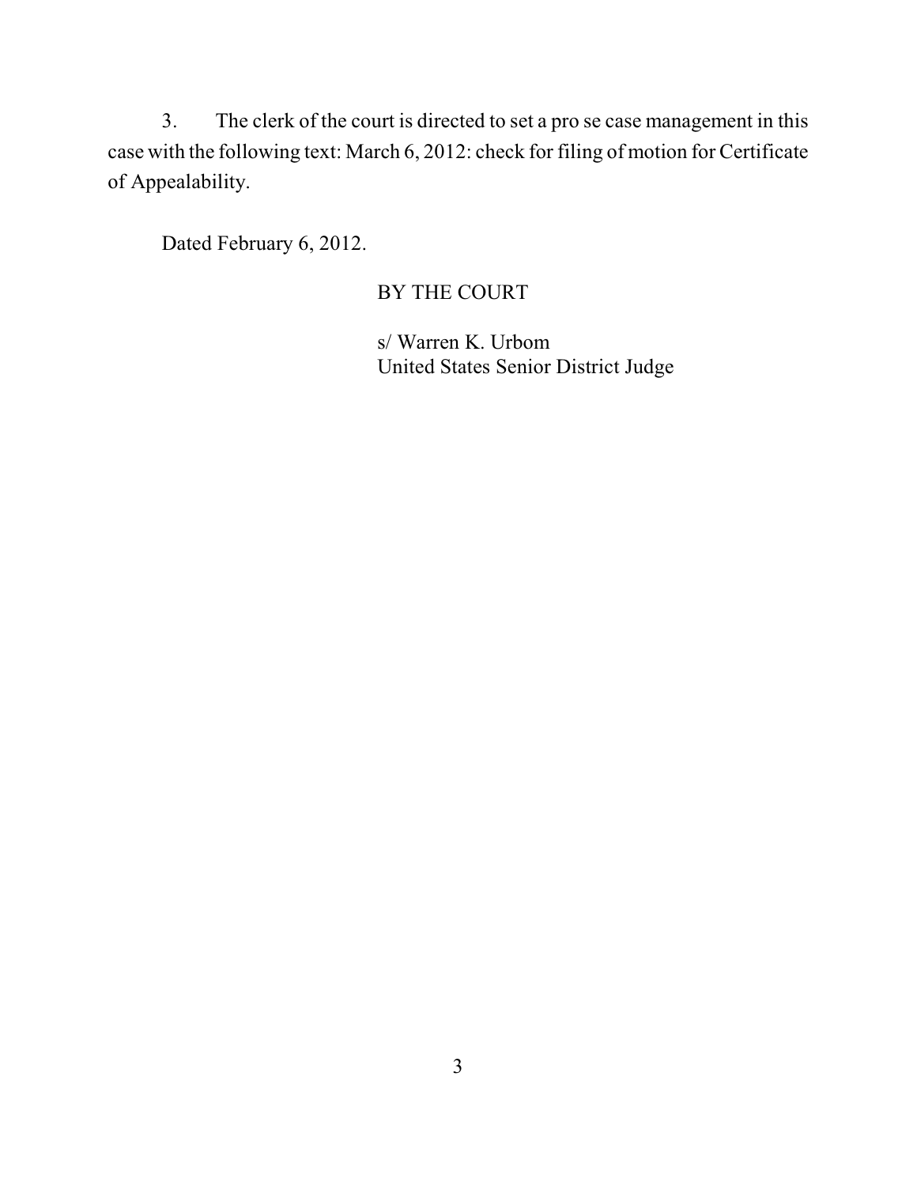3. The clerk of the court is directed to set a pro se case management in this case with the following text: March 6, 2012: check for filing of motion for Certificate of Appealability.

Dated February 6, 2012.

BY THE COURT

s/ Warren K. Urbom
United States Senior District Judge